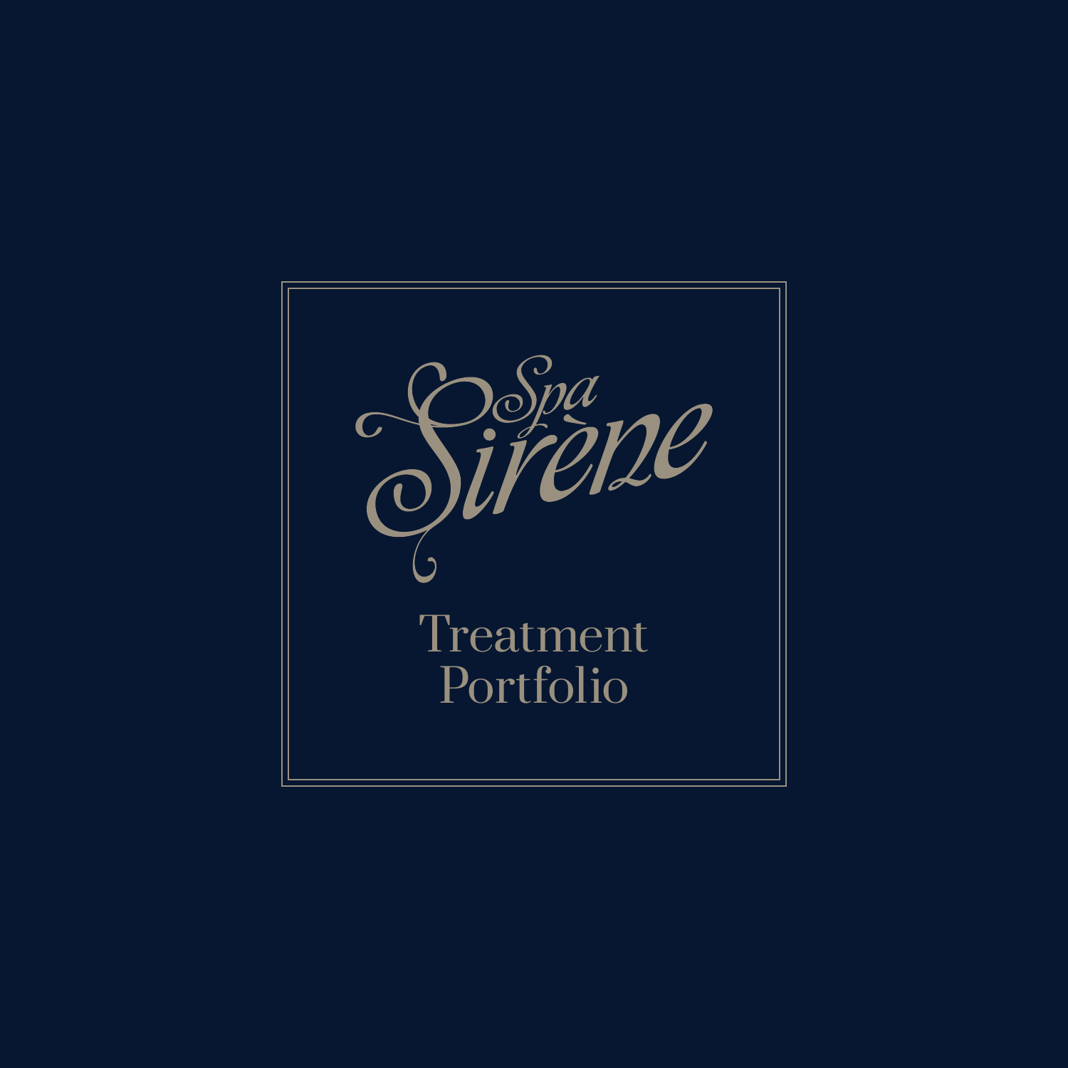# Spa Sirène

## Treatment Portfolio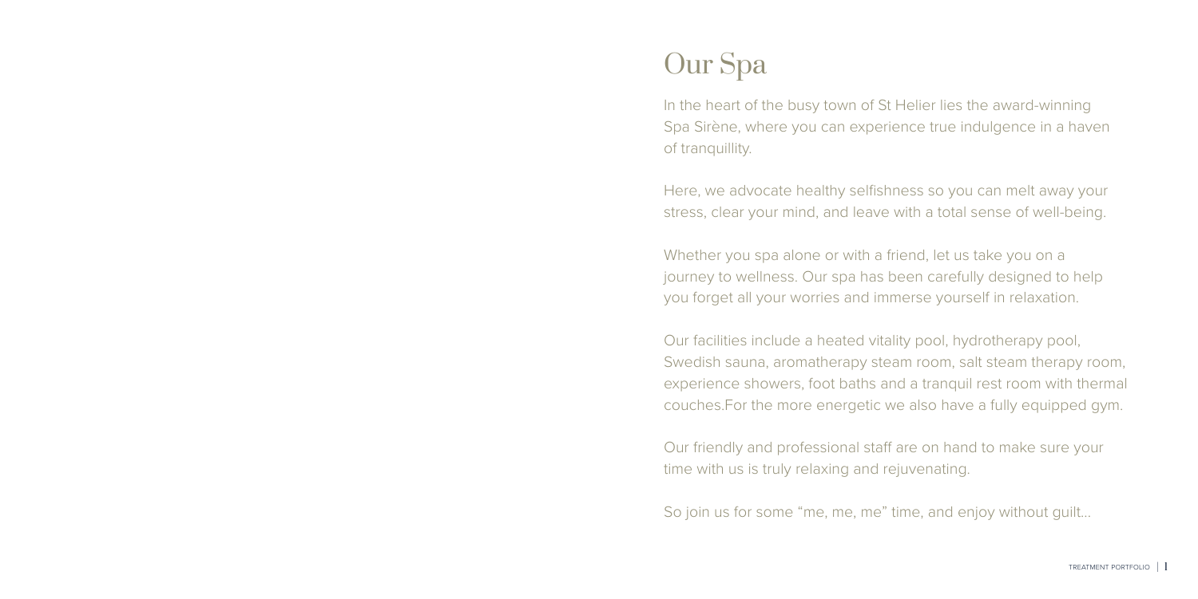# Our Spa

In the heart of the busy town of St Helier lies the award-winning Spa Sirène, where you can experience true indulgence in a haven of tranquillity.

Here, we advocate healthy selfishness so you can melt away your stress, clear your mind, and leave with a total sense of well-being.

Whether you spa alone or with a friend, let us take you on a journey to wellness. Our spa has been carefully designed to help you forget all your worries and immerse yourself in relaxation.

Our facilities include a heated vitality pool, hydrotherapy pool, Swedish sauna, aromatherapy steam room, salt steam therapy room, experience showers, foot baths and a tranquil rest room with thermal couches.For the more energetic we also have a fully equipped gym.

Our friendly and professional staff are on hand to make sure your time with us is truly relaxing and rejuvenating.

So join us for some "me, me, me" time, and enjoy without guilt...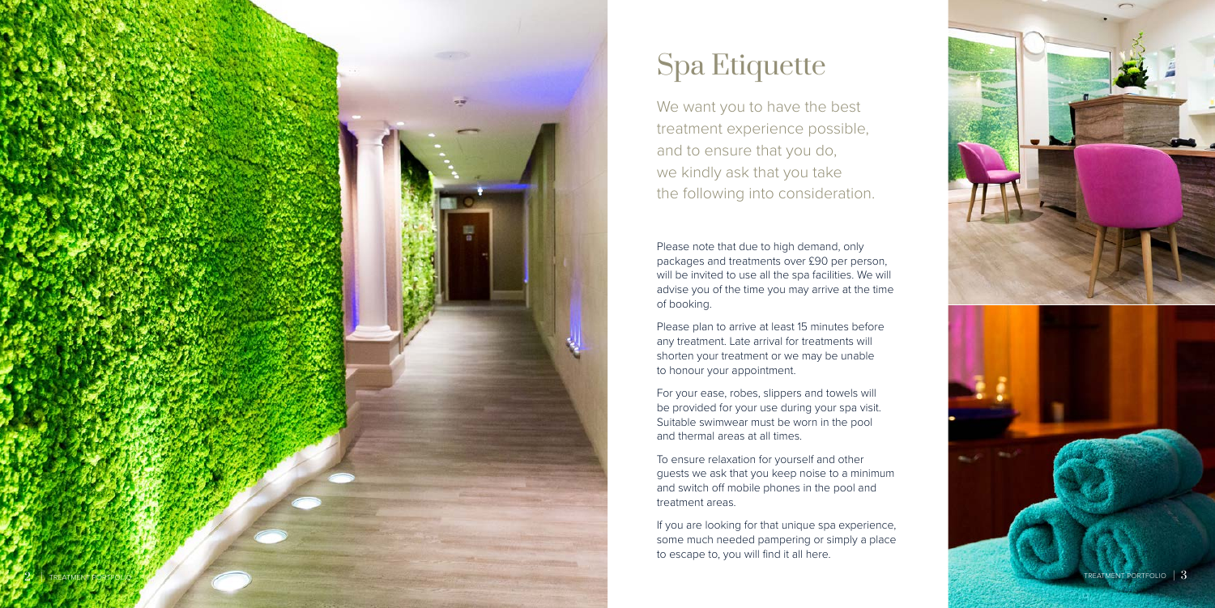# Spa Etiquette

We want you to have the best treatment experience possible, and to ensure that you do, we kindly ask that you take the following into consideration.

Please note that due to high demand, only packages and treatments over £90 per person, will be invited to use all the spa facilities. We will advise you of the time you may arrive at the time of booking.

Please plan to arrive at least 15 minutes before any treatment. Late arrival for treatments will shorten your treatment or we may be unable to honour your appointment.

For your ease, robes, slippers and towels will be provided for your use during your spa visit. Suitable swimwear must be worn in the pool and thermal areas at all times.

To ensure relaxation for yourself and other guests we ask that you keep noise to a minimum and switch off mobile phones in the pool and treatment areas.

If you are looking for that unique spa experience, some much needed pampering or simply a place to escape to, you will find it all here.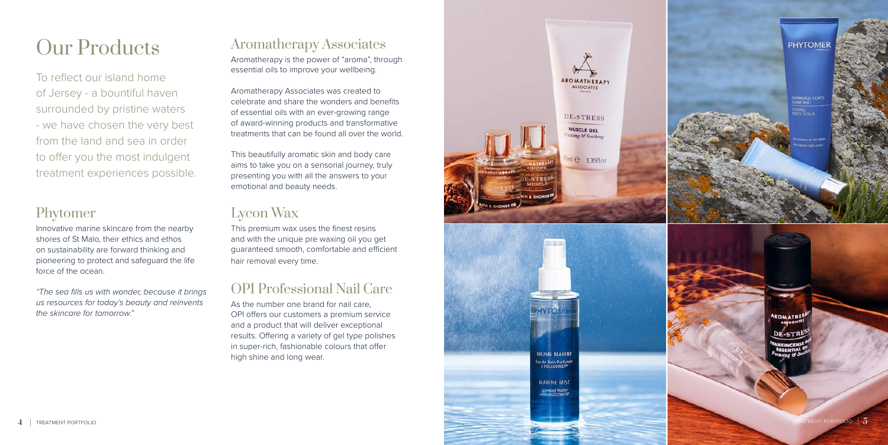# Our Products

To reflect our island home of Jersey - a bountiful haven surrounded by pristine waters - we have chosen the very best from the land and sea in order to offer you the most indulgent treatment experiences possible.

## Phytomer

Innovative marine skincare from the nearby shores of St Malo, their ethics and ethos on sustainability are forward thinking and pioneering to protect and safeguard the life force of the ocean.

*"The sea fills us with wonder, because it brings us resources for today's beauty and reinvents the skincare for tomorrow."*

## Aromatherapy Associates

Aromatherapy is the power of "aroma", through essential oils to improve your wellbeing.

Aromatherapy Associates was created to celebrate and share the wonders and benefits of essential oils with an ever-growing range of award-winning products and transformative treatments that can be found all over the world.

This beautifully aromatic skin and body care aims to take you on a sensorial journey, truly presenting you with all the answers to your emotional and beauty needs.

## Lycon Wax

This premium wax uses the finest resins and with the unique pre waxing oil you get guaranteed smooth, comfortable and efficient hair removal every time.

## OPI Professional Nail Care

As the number one brand for nail care, OPI offers our customers a premium service and a product that will deliver exceptional results. Offering a variety of gel type polishes in super-rich, fashionable colours that offer high shine and long wear.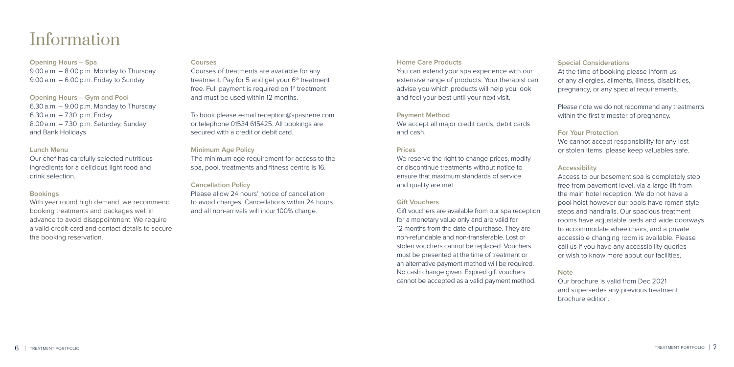# Information

### Opening Hours – Spa

9.00 a.m. – 8.00 p.m. Monday to Thursday
9.00 a.m. – 6.00 p.m. Friday to Sunday

### Opening Hours – Gym and Pool

6.30 a.m. – 9.00 p.m. Monday to Thursday
6.30 a.m. – 7.30 p.m. Friday
8.00 a.m. – 7.30 p.m. Saturday, Sunday and Bank Holidays

### Lunch Menu

Our chef has carefully selected nutritious ingredients for a delicious light food and drink selection.

### Bookings

With year round high demand, we recommend booking treatments and packages well in advance to avoid disappointment. We require a valid credit card and contact details to secure the booking reservation.

### Courses

Courses of treatments are available for any treatment. Pay for 5 and get your 6th treatment free. Full payment is required on 1st treatment and must be used within 12 months.

To book please e-mail reception@spasirene.com or telephone 01534 615425. All bookings are secured with a credit or debit card.

### Minimum Age Policy

The minimum age requirement for access to the spa, pool, treatments and fitness centre is 16.

### Cancellation Policy

Please allow 24 hours' notice of cancellation to avoid charges. Cancellations within 24 hours and all non-arrivals will incur 100% charge.

### Home Care Products

You can extend your spa experience with our extensive range of products. Your therapist can advise you which products will help you look and feel your best until your next visit.

### Payment Method

We accept all major credit cards, debit cards and cash.

### Prices

We reserve the right to change prices, modify or discontinue treatments without notice to ensure that maximum standards of service and quality are met.

### Gift Vouchers

Gift vouchers are available from our spa reception, for a monetary value only and are valid for 12 months from the date of purchase. They are non-refundable and non-transferable. Lost or stolen vouchers cannot be replaced. Vouchers must be presented at the time of treatment or an alternative payment method will be required. No cash change given. Expired gift vouchers cannot be accepted as a valid payment method.

### Special Considerations

At the time of booking please inform us of any allergies, ailments, illness, disabilities, pregnancy, or any special requirements.

Please note we do not recommend any treatments within the first trimester of pregnancy.

### For Your Protection

We cannot accept responsibility for any lost or stolen items, please keep valuables safe.

### Accessibility

Access to our basement spa is completely step free from pavement level, via a large lift from the main hotel reception. We do not have a pool hoist however our pools have roman style steps and handrails. Our spacious treatment rooms have adjustable beds and wide doorways to accommodate wheelchairs, and a private accessible changing room is available. Please call us if you have any accessibility queries or wish to know more about our facilities.

### Note

Our brochure is valid from Dec 2021 and supersedes any previous treatment brochure edition.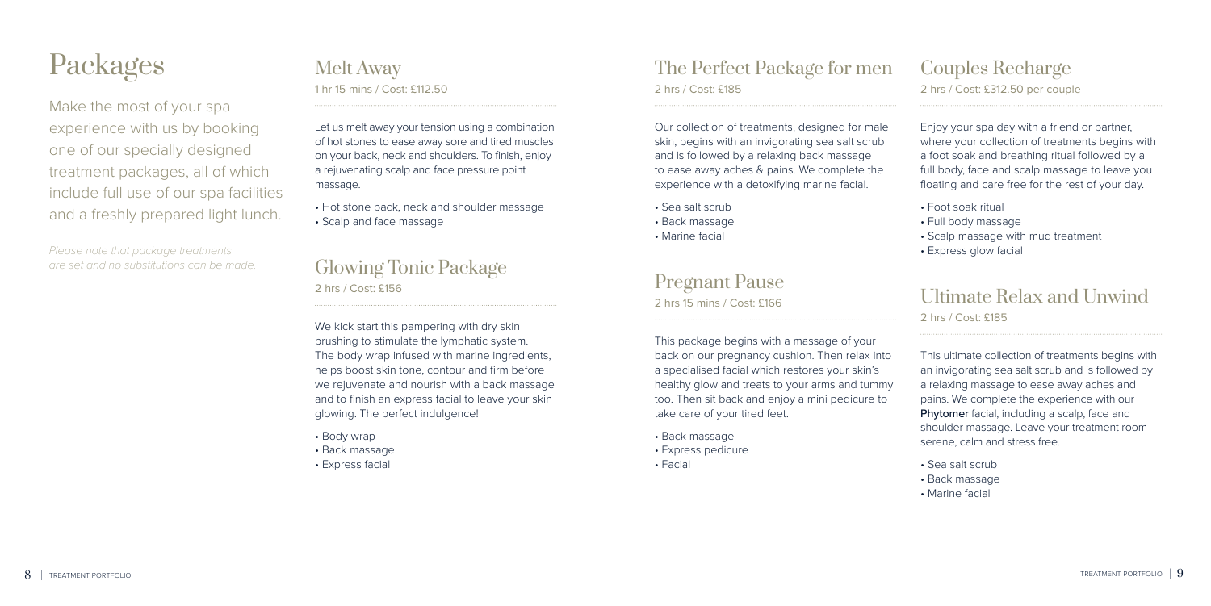# Packages

Make the most of your spa experience with us by booking one of our specially designed treatment packages, all of which include full use of our spa facilities and a freshly prepared light lunch.

*Please note that package treatments are set and no substitutions can be made.*

## Melt Away

1 hr 15 mins / Cost: £112.50

Let us melt away your tension using a combination of hot stones to ease away sore and tired muscles on your back, neck and shoulders. To finish, enjoy a rejuvenating scalp and face pressure point massage.

- Hot stone back, neck and shoulder massage
- Scalp and face massage

## Glowing Tonic Package

2 hrs / Cost: £156

We kick start this pampering with dry skin brushing to stimulate the lymphatic system. The body wrap infused with marine ingredients, helps boost skin tone, contour and firm before we rejuvenate and nourish with a back massage and to finish an express facial to leave your skin glowing. The perfect indulgence!

- Body wrap
- Back massage
- Express facial

## The Perfect Package for men

2 hrs / Cost: £185

Our collection of treatments, designed for male skin, begins with an invigorating sea salt scrub and is followed by a relaxing back massage to ease away aches & pains. We complete the experience with a detoxifying marine facial.

- Sea salt scrub
- Back massage
- Marine facial

## Pregnant Pause

2 hrs 15 mins / Cost: £166

This package begins with a massage of your back on our pregnancy cushion. Then relax into a specialised facial which restores your skin's healthy glow and treats to your arms and tummy too. Then sit back and enjoy a mini pedicure to take care of your tired feet.

- Back massage
- Express pedicure
- Facial

## Couples Recharge

2 hrs / Cost: £312.50 per couple

Enjoy your spa day with a friend or partner, where your collection of treatments begins with a foot soak and breathing ritual followed by a full body, face and scalp massage to leave you floating and care free for the rest of your day.

- Foot soak ritual
- Full body massage
- Scalp massage with mud treatment
- Express glow facial

## Ultimate Relax and Unwind

2 hrs / Cost: £185

This ultimate collection of treatments begins with an invigorating sea salt scrub and is followed by a relaxing massage to ease away aches and pains. We complete the experience with our **Phytomer** facial, including a scalp, face and shoulder massage. Leave your treatment room serene, calm and stress free.

- Sea salt scrub
- Back massage
- Marine facial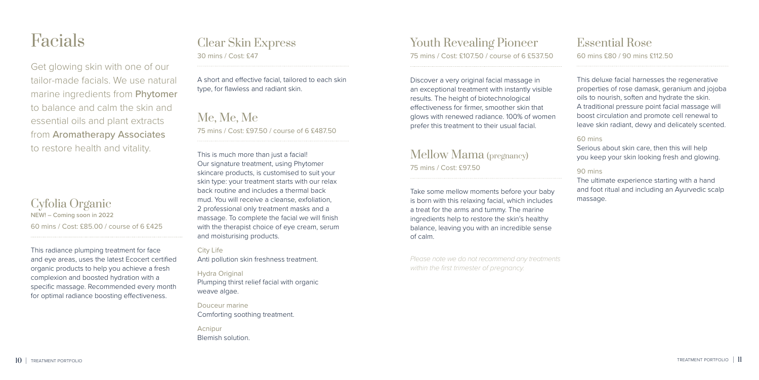# Facials

Get glowing skin with one of our tailor-made facials. We use natural marine ingredients from **Phytomer** to balance and calm the skin and essential oils and plant extracts from **Aromatherapy Associates** to restore health and vitality.

## Cyfolia Organic

NEW! – Coming soon in 2022

60 mins / Cost: £85.00 / course of 6 £425

This radiance plumping treatment for face and eye areas, uses the latest Ecocert certified organic products to help you achieve a fresh complexion and boosted hydration with a specific massage. Recommended every month for optimal radiance boosting effectiveness.

## Clear Skin Express

30 mins / Cost: £47

A short and effective facial, tailored to each skin type, for flawless and radiant skin.

## Me, Me, Me

75 mins / Cost: £97.50 / course of 6 £487.50

This is much more than just a facial! Our signature treatment, using Phytomer skincare products, is customised to suit your skin type: your treatment starts with our relax back routine and includes a thermal back mud. You will receive a cleanse, exfoliation, 2 professional only treatment masks and a massage. To complete the facial we will finish with the therapist choice of eye cream, serum and moisturising products.

City Life
Anti pollution skin freshness treatment.

Hydra Original
Plumping thirst relief facial with organic weave algae.

Douceur marine
Comforting soothing treatment.

Acnipur
Blemish solution.

## Youth Revealing Pioneer

75 mins / Cost: £107.50 / course of 6 £537.50

Discover a very original facial massage in an exceptional treatment with instantly visible results. The height of biotechnological effectiveness for firmer, smoother skin that glows with renewed radiance. 100% of women prefer this treatment to their usual facial.

## Mellow Mama (pregnancy)

75 mins / Cost: £97.50

Take some mellow moments before your baby is born with this relaxing facial, which includes a treat for the arms and tummy. The marine ingredients help to restore the skin's healthy balance, leaving you with an incredible sense of calm.

*Please note we do not recommend any treatments within the first trimester of pregnancy.*

## Essential Rose

60 mins £80 / 90 mins £112.50

This deluxe facial harnesses the regenerative properties of rose damask, geranium and jojoba oils to nourish, soften and hydrate the skin. A traditional pressure point facial massage will boost circulation and promote cell renewal to leave skin radiant, dewy and delicately scented.

60 mins
Serious about skin care, then this will help you keep your skin looking fresh and glowing.

90 mins
The ultimate experience starting with a hand and foot ritual and including an Ayurvedic scalp massage.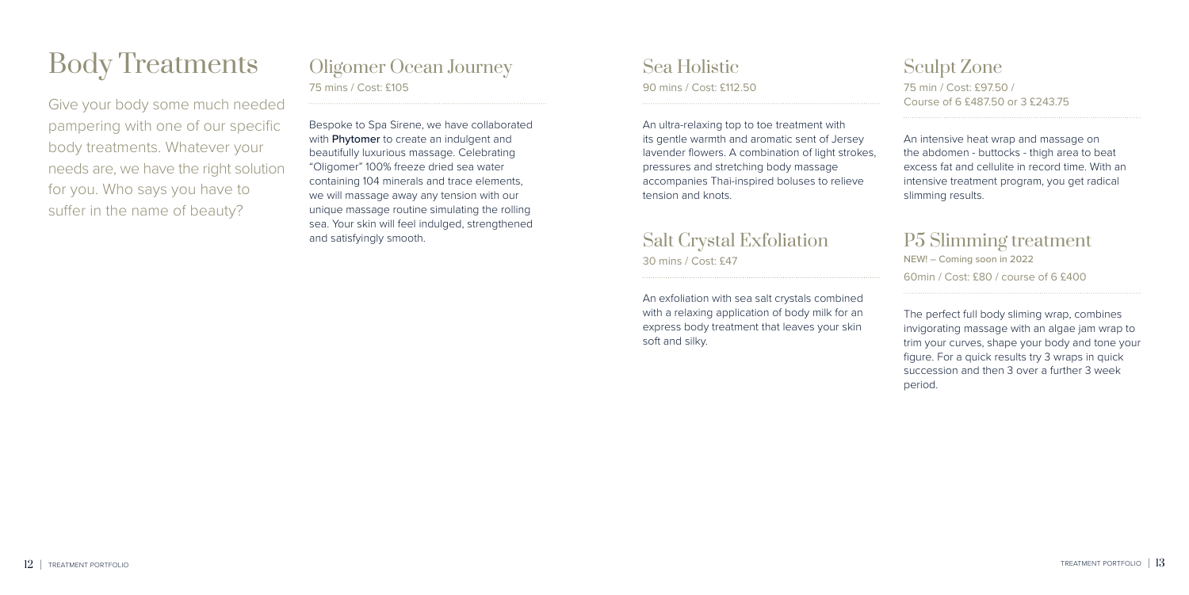# Body Treatments

Give your body some much needed pampering with one of our specific body treatments. Whatever your needs are, we have the right solution for you. Who says you have to suffer in the name of beauty?

## Oligomer Ocean Journey

75 mins / Cost: £105

Bespoke to Spa Sirene, we have collaborated with **Phytomer** to create an indulgent and beautifully luxurious massage. Celebrating "Oligomer" 100% freeze dried sea water containing 104 minerals and trace elements, we will massage away any tension with our unique massage routine simulating the rolling sea. Your skin will feel indulged, strengthened and satisfyingly smooth.

## Sea Holistic

90 mins / Cost: £112.50

An ultra-relaxing top to toe treatment with its gentle warmth and aromatic sent of Jersey lavender flowers. A combination of light strokes, pressures and stretching body massage accompanies Thai-inspired boluses to relieve tension and knots.

## Salt Crystal Exfoliation

30 mins / Cost: £47

An exfoliation with sea salt crystals combined with a relaxing application of body milk for an express body treatment that leaves your skin soft and silky.

## Sculpt Zone

75 min / Cost: £97.50 / Course of 6 £487.50 or 3 £243.75

An intensive heat wrap and massage on the abdomen - buttocks - thigh area to beat excess fat and cellulite in record time. With an intensive treatment program, you get radical slimming results.

## P5 Slimming treatment

NEW! – Coming soon in 2022

60min / Cost: £80 / course of 6 £400

The perfect full body sliming wrap, combines invigorating massage with an algae jam wrap to trim your curves, shape your body and tone your figure. For a quick results try 3 wraps in quick succession and then 3 over a further 3 week period.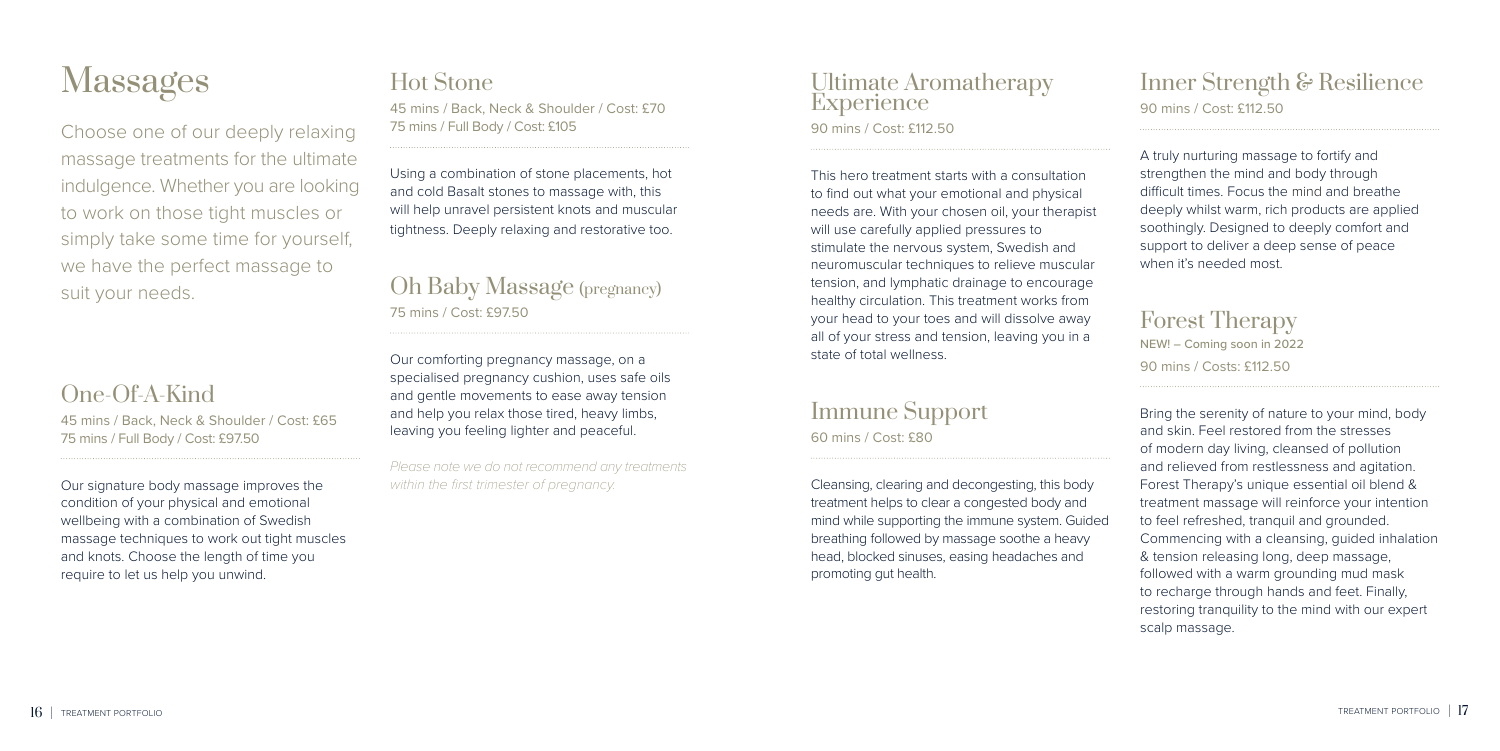# Massages

Choose one of our deeply relaxing massage treatments for the ultimate indulgence. Whether you are looking to work on those tight muscles or simply take some time for yourself, we have the perfect massage to suit your needs.

## One-Of-A-Kind

45 mins / Back, Neck & Shoulder / Cost: £65
75 mins / Full Body / Cost: £97.50

Our signature body massage improves the condition of your physical and emotional wellbeing with a combination of Swedish massage techniques to work out tight muscles and knots. Choose the length of time you require to let us help you unwind.

## Hot Stone

45 mins / Back, Neck & Shoulder / Cost: £70
75 mins / Full Body / Cost: £105

Using a combination of stone placements, hot and cold Basalt stones to massage with, this will help unravel persistent knots and muscular tightness. Deeply relaxing and restorative too.

## Oh Baby Massage (pregnancy)

75 mins / Cost: £97.50

Our comforting pregnancy massage, on a specialised pregnancy cushion, uses safe oils and gentle movements to ease away tension and help you relax those tired, heavy limbs, leaving you feeling lighter and peaceful.

*Please note we do not recommend any treatments within the first trimester of pregnancy.*

## Ultimate Aromatherapy Experience

90 mins / Cost: £112.50

This hero treatment starts with a consultation to find out what your emotional and physical needs are. With your chosen oil, your therapist will use carefully applied pressures to stimulate the nervous system, Swedish and neuromuscular techniques to relieve muscular tension, and lymphatic drainage to encourage healthy circulation. This treatment works from your head to your toes and will dissolve away all of your stress and tension, leaving you in a state of total wellness.

## Immune Support

60 mins / Cost: £80

Cleansing, clearing and decongesting, this body treatment helps to clear a congested body and mind while supporting the immune system. Guided breathing followed by massage soothe a heavy head, blocked sinuses, easing headaches and promoting gut health.

## Inner Strength & Resilience

90 mins / Cost: £112.50

A truly nurturing massage to fortify and strengthen the mind and body through difficult times. Focus the mind and breathe deeply whilst warm, rich products are applied soothingly. Designed to deeply comfort and support to deliver a deep sense of peace when it's needed most.

## Forest Therapy

NEW! – Coming soon in 2022
90 mins / Costs: £112.50

Bring the serenity of nature to your mind, body and skin. Feel restored from the stresses of modern day living, cleansed of pollution and relieved from restlessness and agitation. Forest Therapy's unique essential oil blend & treatment massage will reinforce your intention to feel refreshed, tranquil and grounded. Commencing with a cleansing, guided inhalation & tension releasing long, deep massage, followed with a warm grounding mud mask to recharge through hands and feet. Finally, restoring tranquility to the mind with our expert scalp massage.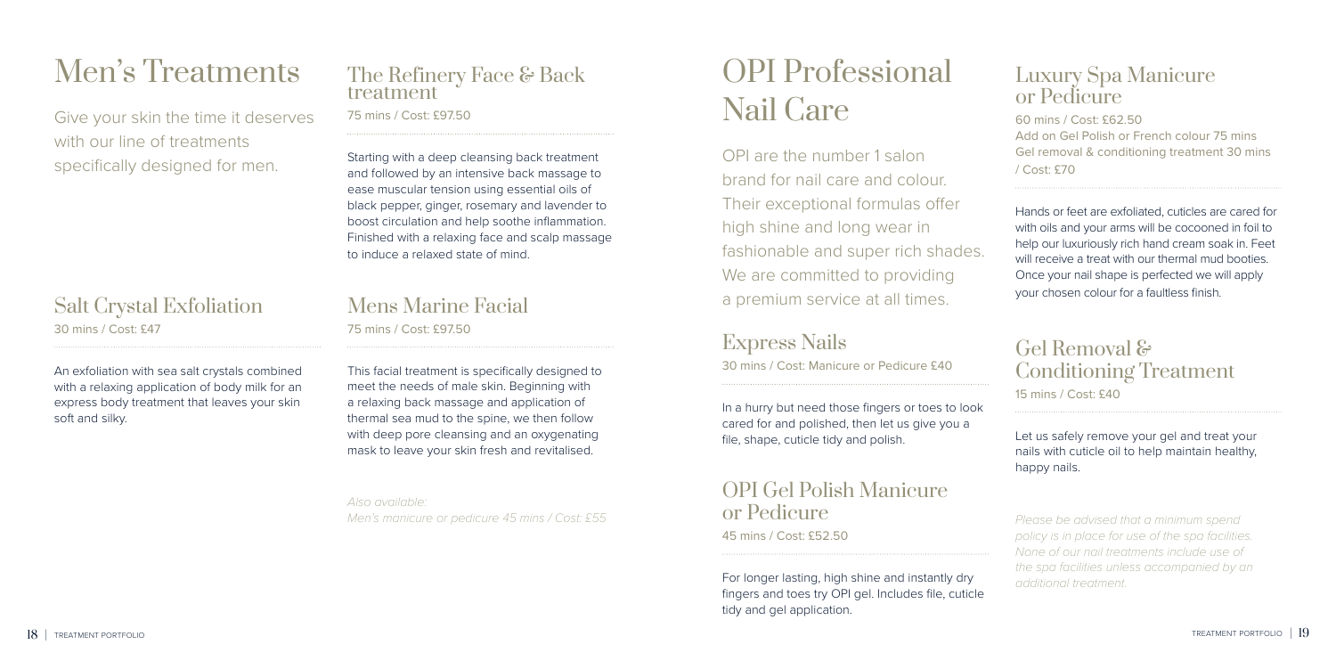# Men's Treatments

Give your skin the time it deserves with our line of treatments specifically designed for men.

## Salt Crystal Exfoliation

30 mins / Cost: £47

An exfoliation with sea salt crystals combined with a relaxing application of body milk for an express body treatment that leaves your skin soft and silky.

## The Refinery Face & Back treatment

75 mins / Cost: £97.50

Starting with a deep cleansing back treatment and followed by an intensive back massage to ease muscular tension using essential oils of black pepper, ginger, rosemary and lavender to boost circulation and help soothe inflammation. Finished with a relaxing face and scalp massage to induce a relaxed state of mind.

## Mens Marine Facial

75 mins / Cost: £97.50

This facial treatment is specifically designed to meet the needs of male skin. Beginning with a relaxing back massage and application of thermal sea mud to the spine, we then follow with deep pore cleansing and an oxygenating mask to leave your skin fresh and revitalised.

*Also available:*
*Men's manicure or pedicure 45 mins / Cost: £55*

# OPI Professional Nail Care

OPI are the number 1 salon brand for nail care and colour. Their exceptional formulas offer high shine and long wear in fashionable and super rich shades. We are committed to providing a premium service at all times.

## Express Nails

30 mins / Cost: Manicure or Pedicure £40

In a hurry but need those fingers or toes to look cared for and polished, then let us give you a file, shape, cuticle tidy and polish.

## OPI Gel Polish Manicure or Pedicure

45 mins / Cost: £52.50

For longer lasting, high shine and instantly dry fingers and toes try OPI gel. Includes file, cuticle tidy and gel application.

## Luxury Spa Manicure or Pedicure

60 mins / Cost: £62.50
Add on Gel Polish or French colour 75 mins
Gel removal & conditioning treatment 30 mins / Cost: £70

Hands or feet are exfoliated, cuticles are cared for with oils and your arms will be cocooned in foil to help our luxuriously rich hand cream soak in. Feet will receive a treat with our thermal mud booties. Once your nail shape is perfected we will apply your chosen colour for a faultless finish.

## Gel Removal & Conditioning Treatment

15 mins / Cost: £40

Let us safely remove your gel and treat your nails with cuticle oil to help maintain healthy, happy nails.

*Please be advised that a minimum spend policy is in place for use of the spa facilities. None of our nail treatments include use of the spa facilities unless accompanied by an additional treatment.*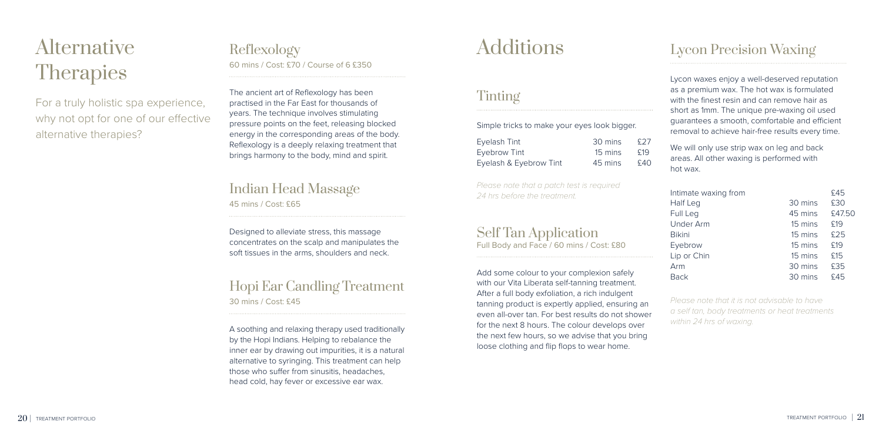# Alternative Therapies

For a truly holistic spa experience, why not opt for one of our effective alternative therapies?

## Reflexology

60 mins / Cost: £70 / Course of 6 £350

The ancient art of Reflexology has been practised in the Far East for thousands of years. The technique involves stimulating pressure points on the feet, releasing blocked energy in the corresponding areas of the body. Reflexology is a deeply relaxing treatment that brings harmony to the body, mind and spirit.

## Indian Head Massage

45 mins / Cost: £65

Designed to alleviate stress, this massage concentrates on the scalp and manipulates the soft tissues in the arms, shoulders and neck.

## Hopi Ear Candling Treatment

30 mins / Cost: £45

A soothing and relaxing therapy used traditionally by the Hopi Indians. Helping to rebalance the inner ear by drawing out impurities, it is a natural alternative to syringing. This treatment can help those who suffer from sinusitis, headaches, head cold, hay fever or excessive ear wax.

# Additions

## Tinting

Simple tricks to make your eyes look bigger.

| Treatment | Duration | Cost |
|---|---|---|
| Eyelash Tint | 30 mins | £27 |
| Eyebrow Tint | 15 mins | £19 |
| Eyelash & Eyebrow Tint | 45 mins | £40 |

*Please note that a patch test is required 24 hrs before the treatment.*

## Self Tan Application

Full Body and Face / 60 mins / Cost: £80

Add some colour to your complexion safely with our Vita Liberata self-tanning treatment. After a full body exfoliation, a rich indulgent tanning product is expertly applied, ensuring an even all-over tan. For best results do not shower for the next 8 hours. The colour develops over the next few hours, so we advise that you bring loose clothing and flip flops to wear home.

## Lycon Precision Waxing

Lycon waxes enjoy a well-deserved reputation as a premium wax. The hot wax is formulated with the finest resin and can remove hair as short as 1mm. The unique pre-waxing oil used guarantees a smooth, comfortable and efficient removal to achieve hair-free results every time.

We will only use strip wax on leg and back areas. All other waxing is performed with hot wax.

| Treatment | Duration | Cost |
|---|---|---|
| Intimate waxing from | | £45 |
| Half Leg | 30 mins | £30 |
| Full Leg | 45 mins | £47.50 |
| Under Arm | 15 mins | £19 |
| Bikini | 15 mins | £25 |
| Eyebrow | 15 mins | £19 |
| Lip or Chin | 15 mins | £15 |
| Arm | 30 mins | £35 |
| Back | 30 mins | £45 |

*Please note that it is not advisable to have a self tan, body treatments or heat treatments within 24 hrs of waxing.*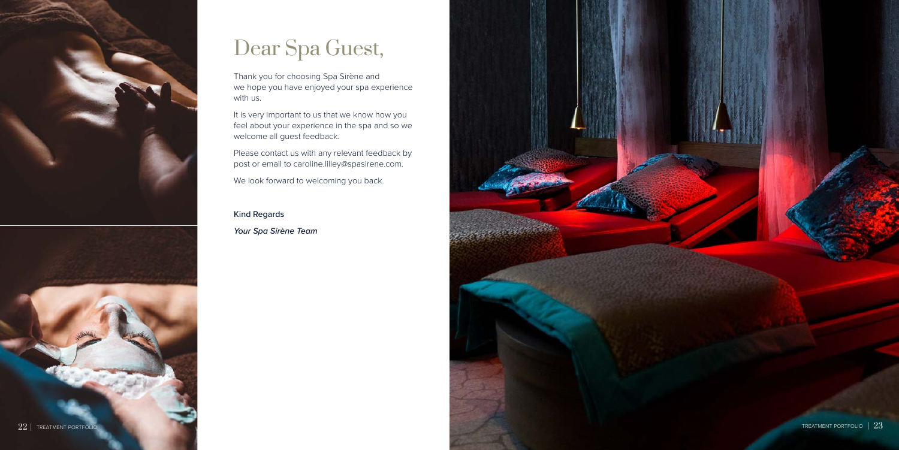# Dear Spa Guest,

Thank you for choosing Spa Sirène and we hope you have enjoyed your spa experience with us.

It is very important to us that we know how you feel about your experience in the spa and so we welcome all guest feedback.

Please contact us with any relevant feedback by post or email to caroline.lilley@spasirene.com.

We look forward to welcoming you back.

Kind Regards

*Your Spa Sirène Team*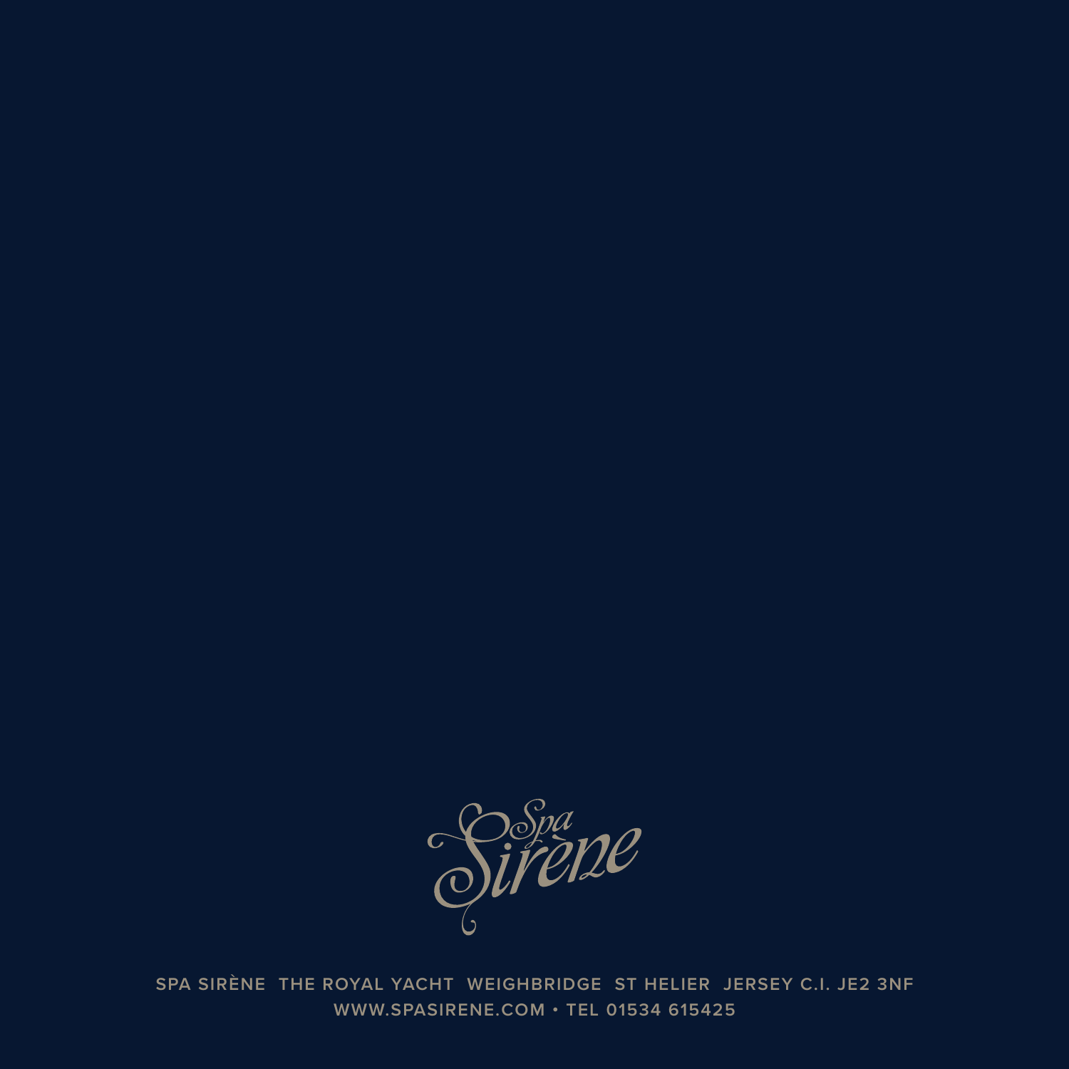Spa Sirène

SPA SIRÈNE  THE ROYAL YACHT  WEIGHBRIDGE  ST HELIER  JERSEY C.I. JE2 3NF

WWW.SPASIRENE.COM • TEL 01534 615425